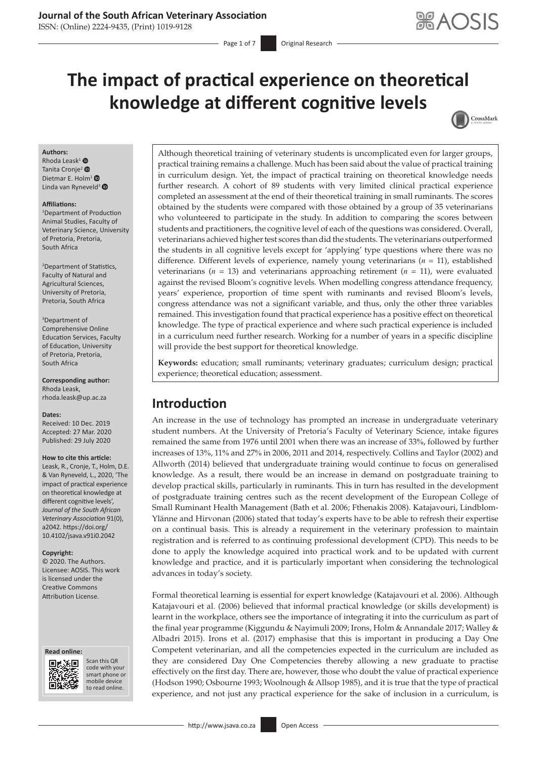# The impact of practical experience on theoretical knowledge at different cognitive levels

**Authors:**
Rhoda Leask[1]
Tanita Cronje[2]
Dietmar E. Holm[1]
Linda van Ryneveld[3]

**Affiliations:**
[1]Department of Production Animal Studies, Faculty of Veterinary Science, University of Pretoria, Pretoria, South Africa

[2]Department of Statistics, Faculty of Natural and Agricultural Sciences, University of Pretoria, Pretoria, South Africa

[3]Department of Comprehensive Online Education Services, Faculty of Education, University of Pretoria, Pretoria, South Africa

**Corresponding author:**
Rhoda Leask,
rhoda.leask@up.ac.za

**Dates:**
Received: 10 Dec. 2019
Accepted: 27 Mar. 2020
Published: 29 July 2020

**How to cite this article:**
Leask, R., Cronje, T., Holm, D.E. & Van Ryneveld, L., 2020, 'The impact of practical experience on theoretical knowledge at different cognitive levels', *Journal of the South African Veterinary Association* 91(0), a2042. https://doi.org/10.4102/jsava.v91i0.2042

**Copyright:**
© 2020. The Authors. Licensee: AOSIS. This work is licensed under the Creative Commons Attribution License.

**Read online:**
Scan this QR code with your smart phone or mobile device to read online.

Although theoretical training of veterinary students is uncomplicated even for larger groups, practical training remains a challenge. Much has been said about the value of practical training in curriculum design. Yet, the impact of practical training on theoretical knowledge needs further research. A cohort of 89 students with very limited clinical practical experience completed an assessment at the end of their theoretical training in small ruminants. The scores obtained by the students were compared with those obtained by a group of 35 veterinarians who volunteered to participate in the study. In addition to comparing the scores between students and practitioners, the cognitive level of each of the questions was considered. Overall, veterinarians achieved higher test scores than did the students. The veterinarians outperformed the students in all cognitive levels except for 'applying' type questions where there was no difference. Different levels of experience, namely young veterinarians (*n* = 11), established veterinarians (*n* = 13) and veterinarians approaching retirement (*n* = 11), were evaluated against the revised Bloom's cognitive levels. When modelling congress attendance frequency, years' experience, proportion of time spent with ruminants and revised Bloom's levels, congress attendance was not a significant variable, and thus, only the other three variables remained. This investigation found that practical experience has a positive effect on theoretical knowledge. The type of practical experience and where such practical experience is included in a curriculum need further research. Working for a number of years in a specific discipline will provide the best support for theoretical knowledge.

**Keywords:** education; small ruminants; veterinary graduates; curriculum design; practical experience; theoretical education; assessment.

## Introduction

An increase in the use of technology has prompted an increase in undergraduate veterinary student numbers. At the University of Pretoria's Faculty of Veterinary Science, intake figures remained the same from 1976 until 2001 when there was an increase of 33%, followed by further increases of 13%, 11% and 27% in 2006, 2011 and 2014, respectively. Collins and Taylor (2002) and Allworth (2014) believed that undergraduate training would continue to focus on generalised knowledge. As a result, there would be an increase in demand on postgraduate training to develop practical skills, particularly in ruminants. This in turn has resulted in the development of postgraduate training centres such as the recent development of the European College of Small Ruminant Health Management (Bath et al. 2006; Fthenakis 2008). Katajavouri, Lindblom-Ylänne and Hirvonan (2006) stated that today's experts have to be able to refresh their expertise on a continual basis. This is already a requirement in the veterinary profession to maintain registration and is referred to as continuing professional development (CPD). This needs to be done to apply the knowledge acquired into practical work and to be updated with current knowledge and practice, and it is particularly important when considering the technological advances in today's society.

Formal theoretical learning is essential for expert knowledge (Katajavouri et al. 2006). Although Katajavouri et al. (2006) believed that informal practical knowledge (or skills development) is learnt in the workplace, others see the importance of integrating it into the curriculum as part of the final year programme (Kiggundu & Nayimuli 2009; Irons, Holm & Annandale 2017; Walley & Albadri 2015). Irons et al. (2017) emphasise that this is important in producing a Day One Competent veterinarian, and all the competencies expected in the curriculum are included as they are considered Day One Competencies thereby allowing a new graduate to practise effectively on the first day. There are, however, those who doubt the value of practical experience (Hodson 1990; Osbourne 1993; Woolnough & Allsop 1985), and it is true that the type of practical experience, and not just any practical experience for the sake of inclusion in a curriculum, is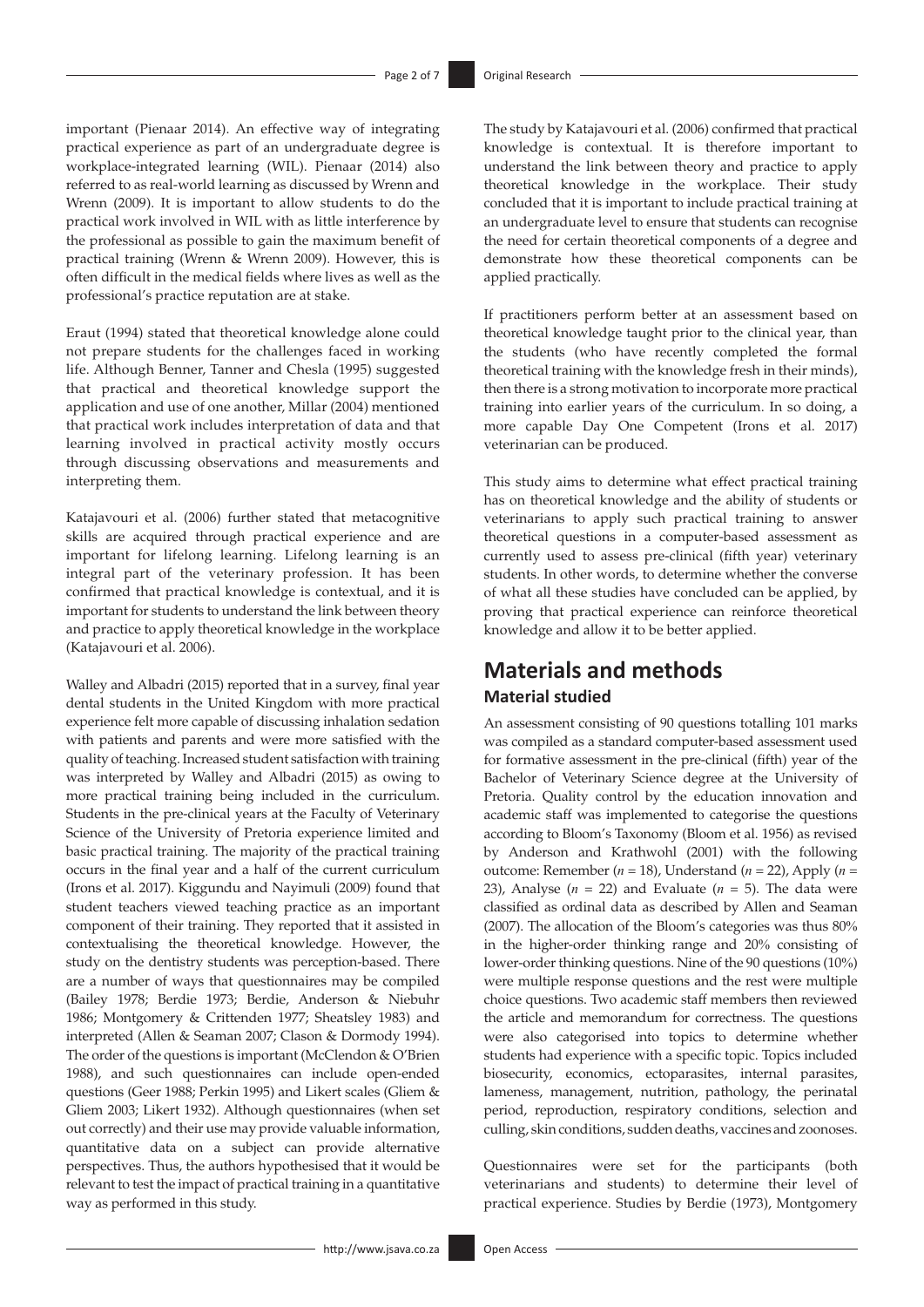important (Pienaar 2014). An effective way of integrating practical experience as part of an undergraduate degree is workplace-integrated learning (WIL). Pienaar (2014) also referred to as real-world learning as discussed by Wrenn and Wrenn (2009). It is important to allow students to do the practical work involved in WIL with as little interference by the professional as possible to gain the maximum benefit of practical training (Wrenn & Wrenn 2009). However, this is often difficult in the medical fields where lives as well as the professional's practice reputation are at stake.

Eraut (1994) stated that theoretical knowledge alone could not prepare students for the challenges faced in working life. Although Benner, Tanner and Chesla (1995) suggested that practical and theoretical knowledge support the application and use of one another, Millar (2004) mentioned that practical work includes interpretation of data and that learning involved in practical activity mostly occurs through discussing observations and measurements and interpreting them.

Katajavouri et al. (2006) further stated that metacognitive skills are acquired through practical experience and are important for lifelong learning. Lifelong learning is an integral part of the veterinary profession. It has been confirmed that practical knowledge is contextual, and it is important for students to understand the link between theory and practice to apply theoretical knowledge in the workplace (Katajavouri et al. 2006).

Walley and Albadri (2015) reported that in a survey, final year dental students in the United Kingdom with more practical experience felt more capable of discussing inhalation sedation with patients and parents and were more satisfied with the quality of teaching. Increased student satisfaction with training was interpreted by Walley and Albadri (2015) as owing to more practical training being included in the curriculum. Students in the pre-clinical years at the Faculty of Veterinary Science of the University of Pretoria experience limited and basic practical training. The majority of the practical training occurs in the final year and a half of the current curriculum (Irons et al. 2017). Kiggundu and Nayimuli (2009) found that student teachers viewed teaching practice as an important component of their training. They reported that it assisted in contextualising the theoretical knowledge. However, the study on the dentistry students was perception-based. There are a number of ways that questionnaires may be compiled (Bailey 1978; Berdie 1973; Berdie, Anderson & Niebuhr 1986; Montgomery & Crittenden 1977; Sheatsley 1983) and interpreted (Allen & Seaman 2007; Clason & Dormody 1994). The order of the questions is important (McClendon & O'Brien 1988), and such questionnaires can include open-ended questions (Geer 1988; Perkin 1995) and Likert scales (Gliem & Gliem 2003; Likert 1932). Although questionnaires (when set out correctly) and their use may provide valuable information, quantitative data on a subject can provide alternative perspectives. Thus, the authors hypothesised that it would be relevant to test the impact of practical training in a quantitative way as performed in this study.

The study by Katajavouri et al. (2006) confirmed that practical knowledge is contextual. It is therefore important to understand the link between theory and practice to apply theoretical knowledge in the workplace. Their study concluded that it is important to include practical training at an undergraduate level to ensure that students can recognise the need for certain theoretical components of a degree and demonstrate how these theoretical components can be applied practically.

If practitioners perform better at an assessment based on theoretical knowledge taught prior to the clinical year, than the students (who have recently completed the formal theoretical training with the knowledge fresh in their minds), then there is a strong motivation to incorporate more practical training into earlier years of the curriculum. In so doing, a more capable Day One Competent (Irons et al. 2017) veterinarian can be produced.

This study aims to determine what effect practical training has on theoretical knowledge and the ability of students or veterinarians to apply such practical training to answer theoretical questions in a computer-based assessment as currently used to assess pre-clinical (fifth year) veterinary students. In other words, to determine whether the converse of what all these studies have concluded can be applied, by proving that practical experience can reinforce theoretical knowledge and allow it to be better applied.

# Materials and methods

## Material studied

An assessment consisting of 90 questions totalling 101 marks was compiled as a standard computer-based assessment used for formative assessment in the pre-clinical (fifth) year of the Bachelor of Veterinary Science degree at the University of Pretoria. Quality control by the education innovation and academic staff was implemented to categorise the questions according to Bloom's Taxonomy (Bloom et al. 1956) as revised by Anderson and Krathwohl (2001) with the following outcome: Remember ($n$ = 18), Understand ($n$ = 22), Apply ($n$ = 23), Analyse ($n$ = 22) and Evaluate ($n$ = 5). The data were classified as ordinal data as described by Allen and Seaman (2007). The allocation of the Bloom's categories was thus 80% in the higher-order thinking range and 20% consisting of lower-order thinking questions. Nine of the 90 questions (10%) were multiple response questions and the rest were multiple choice questions. Two academic staff members then reviewed the article and memorandum for correctness. The questions were also categorised into topics to determine whether students had experience with a specific topic. Topics included biosecurity, economics, ectoparasites, internal parasites, lameness, management, nutrition, pathology, the perinatal period, reproduction, respiratory conditions, selection and culling, skin conditions, sudden deaths, vaccines and zoonoses.

Questionnaires were set for the participants (both veterinarians and students) to determine their level of practical experience. Studies by Berdie (1973), Montgomery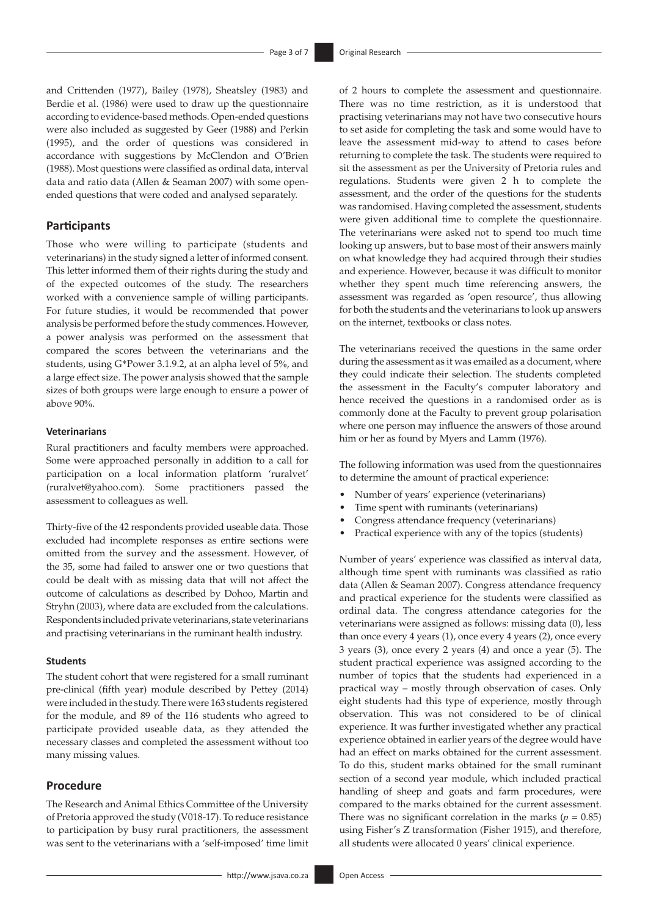and Crittenden (1977), Bailey (1978), Sheatsley (1983) and Berdie et al. (1986) were used to draw up the questionnaire according to evidence-based methods. Open-ended questions were also included as suggested by Geer (1988) and Perkin (1995), and the order of questions was considered in accordance with suggestions by McClendon and O'Brien (1988). Most questions were classified as ordinal data, interval data and ratio data (Allen & Seaman 2007) with some open-ended questions that were coded and analysed separately.

## Participants

Those who were willing to participate (students and veterinarians) in the study signed a letter of informed consent. This letter informed them of their rights during the study and of the expected outcomes of the study. The researchers worked with a convenience sample of willing participants. For future studies, it would be recommended that power analysis be performed before the study commences. However, a power analysis was performed on the assessment that compared the scores between the veterinarians and the students, using G*Power 3.1.9.2, at an alpha level of 5%, and a large effect size. The power analysis showed that the sample sizes of both groups were large enough to ensure a power of above 90%.

### Veterinarians

Rural practitioners and faculty members were approached. Some were approached personally in addition to a call for participation on a local information platform 'ruralvet' (ruralvet@yahoo.com). Some practitioners passed the assessment to colleagues as well.

Thirty-five of the 42 respondents provided useable data. Those excluded had incomplete responses as entire sections were omitted from the survey and the assessment. However, of the 35, some had failed to answer one or two questions that could be dealt with as missing data that will not affect the outcome of calculations as described by Dohoo, Martin and Stryhn (2003), where data are excluded from the calculations. Respondents included private veterinarians, state veterinarians and practising veterinarians in the ruminant health industry.

### Students

The student cohort that were registered for a small ruminant pre-clinical (fifth year) module described by Pettey (2014) were included in the study. There were 163 students registered for the module, and 89 of the 116 students who agreed to participate provided useable data, as they attended the necessary classes and completed the assessment without too many missing values.

## Procedure

The Research and Animal Ethics Committee of the University of Pretoria approved the study (V018-17). To reduce resistance to participation by busy rural practitioners, the assessment was sent to the veterinarians with a 'self-imposed' time limit of 2 hours to complete the assessment and questionnaire. There was no time restriction, as it is understood that practising veterinarians may not have two consecutive hours to set aside for completing the task and some would have to leave the assessment mid-way to attend to cases before returning to complete the task. The students were required to sit the assessment as per the University of Pretoria rules and regulations. Students were given 2 h to complete the assessment, and the order of the questions for the students was randomised. Having completed the assessment, students were given additional time to complete the questionnaire. The veterinarians were asked not to spend too much time looking up answers, but to base most of their answers mainly on what knowledge they had acquired through their studies and experience. However, because it was difficult to monitor whether they spent much time referencing answers, the assessment was regarded as 'open resource', thus allowing for both the students and the veterinarians to look up answers on the internet, textbooks or class notes.

The veterinarians received the questions in the same order during the assessment as it was emailed as a document, where they could indicate their selection. The students completed the assessment in the Faculty's computer laboratory and hence received the questions in a randomised order as is commonly done at the Faculty to prevent group polarisation where one person may influence the answers of those around him or her as found by Myers and Lamm (1976).

The following information was used from the questionnaires to determine the amount of practical experience:

- Number of years' experience (veterinarians)
- Time spent with ruminants (veterinarians)
- Congress attendance frequency (veterinarians)
- Practical experience with any of the topics (students)

Number of years' experience was classified as interval data, although time spent with ruminants was classified as ratio data (Allen & Seaman 2007). Congress attendance frequency and practical experience for the students were classified as ordinal data. The congress attendance categories for the veterinarians were assigned as follows: missing data (0), less than once every 4 years (1), once every 4 years (2), once every 3 years (3), once every 2 years (4) and once a year (5). The student practical experience was assigned according to the number of topics that the students had experienced in a practical way – mostly through observation of cases. Only eight students had this type of experience, mostly through observation. This was not considered to be of clinical experience. It was further investigated whether any practical experience obtained in earlier years of the degree would have had an effect on marks obtained for the current assessment. To do this, student marks obtained for the small ruminant section of a second year module, which included practical handling of sheep and goats and farm procedures, were compared to the marks obtained for the current assessment. There was no significant correlation in the marks ($p = 0.85$) using Fisher's Z transformation (Fisher 1915), and therefore, all students were allocated 0 years' clinical experience.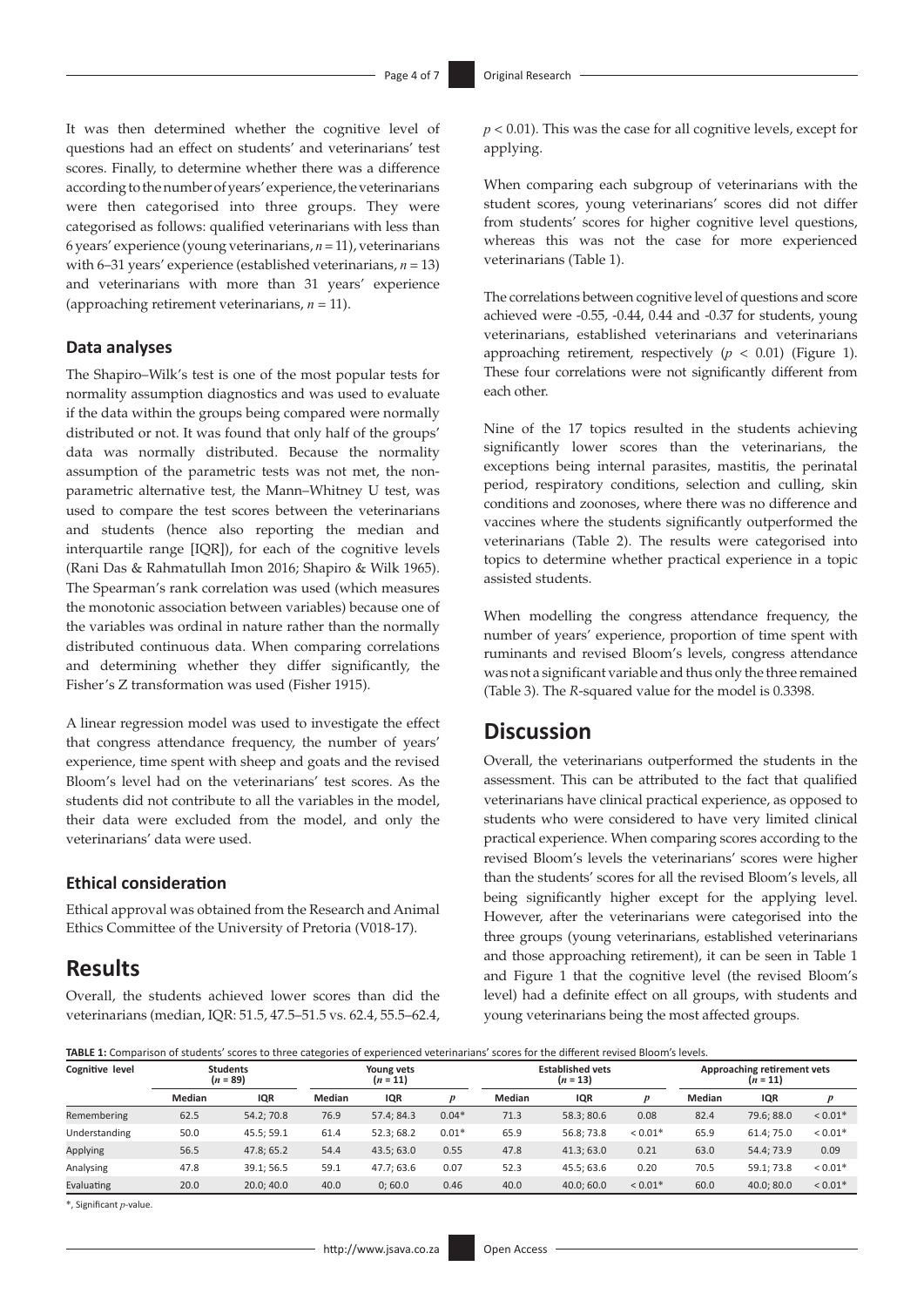It was then determined whether the cognitive level of questions had an effect on students' and veterinarians' test scores. Finally, to determine whether there was a difference according to the number of years' experience, the veterinarians were then categorised into three groups. They were categorised as follows: qualified veterinarians with less than 6 years' experience (young veterinarians, $n = 11$), veterinarians with 6–31 years' experience (established veterinarians, $n = 13$) and veterinarians with more than 31 years' experience (approaching retirement veterinarians, $n = 11$).

### Data analyses

The Shapiro–Wilk's test is one of the most popular tests for normality assumption diagnostics and was used to evaluate if the data within the groups being compared were normally distributed or not. It was found that only half of the groups' data was normally distributed. Because the normality assumption of the parametric tests was not met, the non-parametric alternative test, the Mann–Whitney U test, was used to compare the test scores between the veterinarians and students (hence also reporting the median and interquartile range [IQR]), for each of the cognitive levels (Rani Das & Rahmatullah Imon 2016; Shapiro & Wilk 1965). The Spearman's rank correlation was used (which measures the monotonic association between variables) because one of the variables was ordinal in nature rather than the normally distributed continuous data. When comparing correlations and determining whether they differ significantly, the Fisher's Z transformation was used (Fisher 1915).

A linear regression model was used to investigate the effect that congress attendance frequency, the number of years' experience, time spent with sheep and goats and the revised Bloom's level had on the veterinarians' test scores. As the students did not contribute to all the variables in the model, their data were excluded from the model, and only the veterinarians' data were used.

### Ethical consideration

Ethical approval was obtained from the Research and Animal Ethics Committee of the University of Pretoria (V018-17).

## Results

Overall, the students achieved lower scores than did the veterinarians (median, IQR: 51.5, 47.5–51.5 vs. 62.4, 55.5–62.4, $p < 0.01$). This was the case for all cognitive levels, except for applying.

When comparing each subgroup of veterinarians with the student scores, young veterinarians' scores did not differ from students' scores for higher cognitive level questions, whereas this was not the case for more experienced veterinarians (Table 1).

The correlations between cognitive level of questions and score achieved were -0.55, -0.44, 0.44 and -0.37 for students, young veterinarians, established veterinarians and veterinarians approaching retirement, respectively ($p < 0.01$) (Figure 1). These four correlations were not significantly different from each other.

Nine of the 17 topics resulted in the students achieving significantly lower scores than the veterinarians, the exceptions being internal parasites, mastitis, the perinatal period, respiratory conditions, selection and culling, skin conditions and zoonoses, where there was no difference and vaccines where the students significantly outperformed the veterinarians (Table 2). The results were categorised into topics to determine whether practical experience in a topic assisted students.

When modelling the congress attendance frequency, the number of years' experience, proportion of time spent with ruminants and revised Bloom's levels, congress attendance was not a significant variable and thus only the three remained (Table 3). The $R$-squared value for the model is 0.3398.

## Discussion

Overall, the veterinarians outperformed the students in the assessment. This can be attributed to the fact that qualified veterinarians have clinical practical experience, as opposed to students who were considered to have very limited clinical practical experience. When comparing scores according to the revised Bloom's levels the veterinarians' scores were higher than the students' scores for all the revised Bloom's levels, all being significantly higher except for the applying level. However, after the veterinarians were categorised into the three groups (young veterinarians, established veterinarians and those approaching retirement), it can be seen in Table 1 and Figure 1 that the cognitive level (the revised Bloom's level) had a definite effect on all groups, with students and young veterinarians being the most affected groups.

**TABLE 1:** Comparison of students' scores to three categories of experienced veterinarians' scores for the different revised Bloom's levels.

| Cognitive level | Students ($n = 89$) | | Young vets ($n = 11$) | | | Established vets ($n = 13$) | | | Approaching retirement vets ($n = 11$) | | |
|---|---|---|---|---|---|---|---|---|---|---|---|
| | Median | IQR | Median | IQR | $p$ | Median | IQR | $p$ | Median | IQR | $p$ |
| Remembering | 62.5 | 54.2; 70.8 | 76.9 | 57.4; 84.3 | 0.04* | 71.3 | 58.3; 80.6 | 0.08 | 82.4 | 79.6; 88.0 | < 0.01* |
| Understanding | 50.0 | 45.5; 59.1 | 61.4 | 52.3; 68.2 | 0.01* | 65.9 | 56.8; 73.8 | < 0.01* | 65.9 | 61.4; 75.0 | < 0.01* |
| Applying | 56.5 | 47.8; 65.2 | 54.4 | 43.5; 63.0 | 0.55 | 47.8 | 41.3; 63.0 | 0.21 | 63.0 | 54.4; 73.9 | 0.09 |
| Analysing | 47.8 | 39.1; 56.5 | 59.1 | 47.7; 63.6 | 0.07 | 52.3 | 45.5; 63.6 | 0.20 | 70.5 | 59.1; 73.8 | < 0.01* |
| Evaluating | 20.0 | 20.0; 40.0 | 40.0 | 0; 60.0 | 0.46 | 40.0 | 40.0; 60.0 | < 0.01* | 60.0 | 40.0; 80.0 | < 0.01* |

*, Significant $p$-value.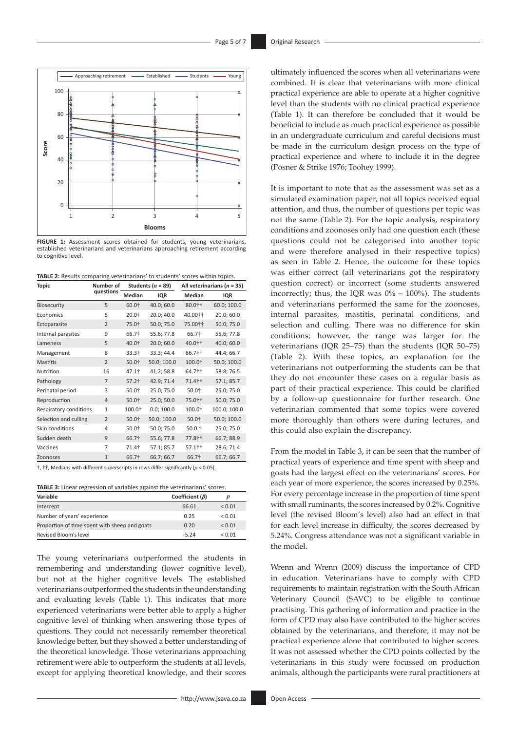**FIGURE 1:** Assessment scores obtained for students, young veterinarians, established veterinarians and veterinarians approaching retirement according to cognitive level.

**TABLE 2:** Results comparing veterinarians' to students' scores within topics.

| Topic | Number of questions | Students ($n$ = 89) | | All veterinarians ($n$ = 35) | |
|---|---|---|---|---|---|
| | | Median | IQR | Median | IQR |
| Biosecurity | 5 | 60.0† | 40.0; 60.0 | 80.0†† | 60.0; 100.0 |
| Economics | 5 | 20.0† | 20.0; 40.0 | 40.00†† | 20.0; 60.0 |
| Ectoparasite | 2 | 75.0† | 50.0; 75.0 | 75.00†† | 50.0; 75.0 |
| Internal parasites | 9 | 66.7† | 55.6; 77.8 | 66.7† | 55.6; 77.8 |
| Lameness | 5 | 40.0† | 20.0; 60.0 | 40.0†† | 40.0; 60.0 |
| Management | 8 | 33.3† | 33.3; 44.4 | 66.7†† | 44.4; 66.7 |
| Mastitis | 2 | 50.0† | 50.0; 100.0 | 100.0† | 50.0; 100.0 |
| Nutrition | 16 | 47.1† | 41.2; 58.8 | 64.7†† | 58.8; 76.5 |
| Pathology | 7 | 57.2† | 42.9; 71.4 | 71.4†† | 57.1; 85.7 |
| Perinatal period | 3 | 50.0† | 25.0; 75.0 | 50.0† | 25.0; 75.0 |
| Reproduction | 4 | 50.0† | 25.0; 50.0 | 75.0†† | 50.0; 75.0 |
| Respiratory conditions | 1 | 100.0† | 0.0; 100.0 | 100.0† | 100.0; 100.0 |
| Selection and culling | 2 | 50.0† | 50.0; 100.0 | 50.0† | 50.0; 100.0 |
| Skin conditions | 4 | 50.0† | 50.0; 75.0 | 50.0 † | 25.0; 75.0 |
| Sudden death | 9 | 66.7† | 55.6; 77.8 | 77.8†† | 66.7; 88.9 |
| Vaccines | 7 | 71.4† | 57.1; 85.7 | 57.1†† | 28.6; 71.4 |
| Zoonoses | 1 | 66.7† | 66.7; 66.7 | 66.7† | 66.7; 66.7 |

†, ††, Medians with different superscripts in rows differ significantly ($p$ < 0.05).

**TABLE 3:** Linear regression of variables against the veterinarians' scores.

| Variable | Coefficient ($\beta$) | $p$ |
|---|---|---|
| Intercept | 66.61 | < 0.01 |
| Number of years' experience | 0.25 | < 0.01 |
| Proportion of time spent with sheep and goats | 0.20 | < 0.01 |
| Revised Bloom's level | -5.24 | < 0.01 |

The young veterinarians outperformed the students in remembering and understanding (lower cognitive level), but not at the higher cognitive levels. The established veterinarians outperformed the students in the understanding and evaluating levels (Table 1). This indicates that more experienced veterinarians were better able to apply a higher cognitive level of thinking when answering those types of questions. They could not necessarily remember theoretical knowledge better, but they showed a better understanding of the theoretical knowledge. Those veterinarians approaching retirement were able to outperform the students at all levels, except for applying theoretical knowledge, and their scores ultimately influenced the scores when all veterinarians were combined. It is clear that veterinarians with more clinical practical experience are able to operate at a higher cognitive level than the students with no clinical practical experience (Table 1). It can therefore be concluded that it would be beneficial to include as much practical experience as possible in an undergraduate curriculum and careful decisions must be made in the curriculum design process on the type of practical experience and where to include it in the degree (Posner & Strike 1976; Toohey 1999).

It is important to note that as the assessment was set as a simulated examination paper, not all topics received equal attention, and thus, the number of questions per topic was not the same (Table 2). For the topic analysis, respiratory conditions and zoonoses only had one question each (these questions could not be categorised into another topic and were therefore analysed in their respective topics) as seen in Table 2. Hence, the outcome for these topics was either correct (all veterinarians got the respiratory question correct) or incorrect (some students answered incorrectly; thus, the IQR was 0% – 100%). The students and veterinarians performed the same for the zoonoses, internal parasites, mastitis, perinatal conditions, and selection and culling. There was no difference for skin conditions; however, the range was larger for the veterinarians (IQR 25–75) than the students (IQR 50–75) (Table 2). With these topics, an explanation for the veterinarians not outperforming the students can be that they do not encounter these cases on a regular basis as part of their practical experience. This could be clarified by a follow-up questionnaire for further research. One veterinarian commented that some topics were covered more thoroughly than others were during lectures, and this could also explain the discrepancy.

From the model in Table 3, it can be seen that the number of practical years of experience and time spent with sheep and goats had the largest effect on the veterinarians' scores. For each year of more experience, the scores increased by 0.25%. For every percentage increase in the proportion of time spent with small ruminants, the scores increased by 0.2%. Cognitive level (the revised Bloom's level) also had an effect in that for each level increase in difficulty, the scores decreased by 5.24%. Congress attendance was not a significant variable in the model.

Wrenn and Wrenn (2009) discuss the importance of CPD in education. Veterinarians have to comply with CPD requirements to maintain registration with the South African Veterinary Council (SAVC) to be eligible to continue practising. This gathering of information and practice in the form of CPD may also have contributed to the higher scores obtained by the veterinarians, and therefore, it may not be practical experience alone that contributed to higher scores. It was not assessed whether the CPD points collected by the veterinarians in this study were focussed on production animals, although the participants were rural practitioners at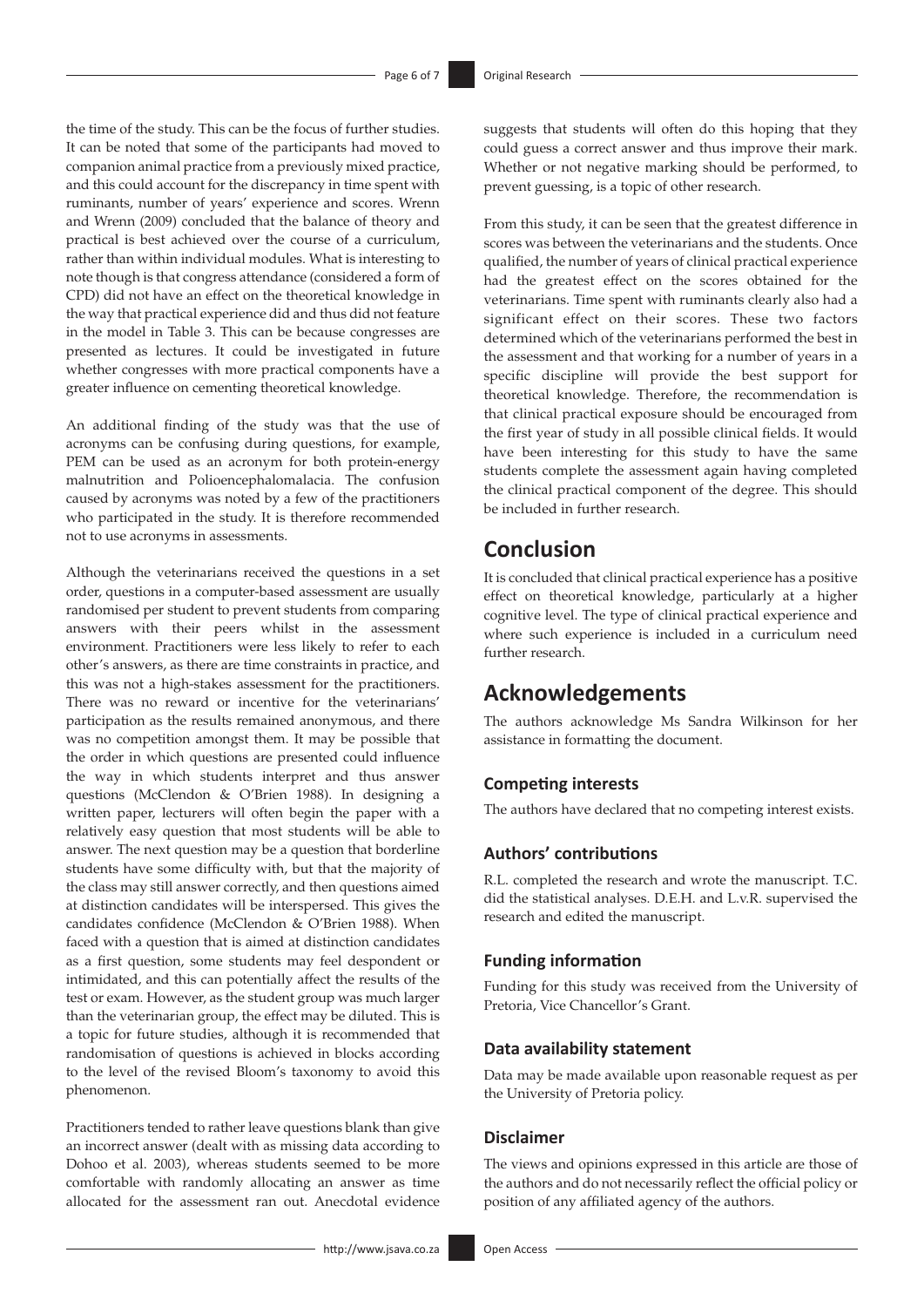the time of the study. This can be the focus of further studies. It can be noted that some of the participants had moved to companion animal practice from a previously mixed practice, and this could account for the discrepancy in time spent with ruminants, number of years' experience and scores. Wrenn and Wrenn (2009) concluded that the balance of theory and practical is best achieved over the course of a curriculum, rather than within individual modules. What is interesting to note though is that congress attendance (considered a form of CPD) did not have an effect on the theoretical knowledge in the way that practical experience did and thus did not feature in the model in Table 3. This can be because congresses are presented as lectures. It could be investigated in future whether congresses with more practical components have a greater influence on cementing theoretical knowledge.

An additional finding of the study was that the use of acronyms can be confusing during questions, for example, PEM can be used as an acronym for both protein-energy malnutrition and Polioencephalomalacia. The confusion caused by acronyms was noted by a few of the practitioners who participated in the study. It is therefore recommended not to use acronyms in assessments.

Although the veterinarians received the questions in a set order, questions in a computer-based assessment are usually randomised per student to prevent students from comparing answers with their peers whilst in the assessment environment. Practitioners were less likely to refer to each other's answers, as there are time constraints in practice, and this was not a high-stakes assessment for the practitioners. There was no reward or incentive for the veterinarians' participation as the results remained anonymous, and there was no competition amongst them. It may be possible that the order in which questions are presented could influence the way in which students interpret and thus answer questions (McClendon & O'Brien 1988). In designing a written paper, lecturers will often begin the paper with a relatively easy question that most students will be able to answer. The next question may be a question that borderline students have some difficulty with, but that the majority of the class may still answer correctly, and then questions aimed at distinction candidates will be interspersed. This gives the candidates confidence (McClendon & O'Brien 1988). When faced with a question that is aimed at distinction candidates as a first question, some students may feel despondent or intimidated, and this can potentially affect the results of the test or exam. However, as the student group was much larger than the veterinarian group, the effect may be diluted. This is a topic for future studies, although it is recommended that randomisation of questions is achieved in blocks according to the level of the revised Bloom's taxonomy to avoid this phenomenon.

Practitioners tended to rather leave questions blank than give an incorrect answer (dealt with as missing data according to Dohoo et al. 2003), whereas students seemed to be more comfortable with randomly allocating an answer as time allocated for the assessment ran out. Anecdotal evidence suggests that students will often do this hoping that they could guess a correct answer and thus improve their mark. Whether or not negative marking should be performed, to prevent guessing, is a topic of other research.

From this study, it can be seen that the greatest difference in scores was between the veterinarians and the students. Once qualified, the number of years of clinical practical experience had the greatest effect on the scores obtained for the veterinarians. Time spent with ruminants clearly also had a significant effect on their scores. These two factors determined which of the veterinarians performed the best in the assessment and that working for a number of years in a specific discipline will provide the best support for theoretical knowledge. Therefore, the recommendation is that clinical practical exposure should be encouraged from the first year of study in all possible clinical fields. It would have been interesting for this study to have the same students complete the assessment again having completed the clinical practical component of the degree. This should be included in further research.

## Conclusion

It is concluded that clinical practical experience has a positive effect on theoretical knowledge, particularly at a higher cognitive level. The type of clinical practical experience and where such experience is included in a curriculum need further research.

## Acknowledgements

The authors acknowledge Ms Sandra Wilkinson for her assistance in formatting the document.

### Competing interests

The authors have declared that no competing interest exists.

### Authors' contributions

R.L. completed the research and wrote the manuscript. T.C. did the statistical analyses. D.E.H. and L.v.R. supervised the research and edited the manuscript.

### Funding information

Funding for this study was received from the University of Pretoria, Vice Chancellor's Grant.

### Data availability statement

Data may be made available upon reasonable request as per the University of Pretoria policy.

### Disclaimer

The views and opinions expressed in this article are those of the authors and do not necessarily reflect the official policy or position of any affiliated agency of the authors.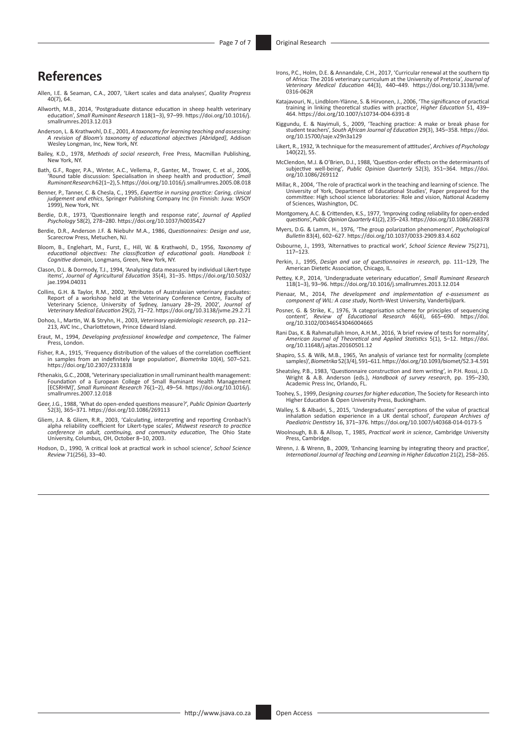# References

Allen, I.E. & Seaman, C.A., 2007, 'Likert scales and data analyses', *Quality Progress* 40(7), 64.

Allworth, M.B., 2014, 'Postgraduate distance education in sheep health veterinary education', *Small Ruminant Research* 118(1–3), 97–99. https://doi.org/10.1016/j.smallrumres.2013.12.013

Anderson, L. & Krathwohl, D.E., 2001, *A taxonomy for learning teaching and assessing: A revision of Bloom's taxonomy of educational objectives [Abridged]*, Addison Wesley Longman, Inc, New York, NY.

Bailey, K.D., 1978, *Methods of social research*, Free Press, Macmillan Publishing, New York, NY.

Bath, G.F., Roger, P.A., Winter, A.C., Vellema, P., Ganter, M., Trower, C. et al., 2006, 'Round table discussion: Specialisation in sheep health and production', *Small Ruminant Research* 62(1–2), 5. https://doi.org/10.1016/j.smallrumres.2005.08.018

Benner, P., Tanner, C. & Chesla, C., 1995, *Expertise in nursing practice: Caring, clinical judgement and ethics*, Springer Publishing Company Inc (In Finnish: Juva: WSOY 1999), New York, NY.

Berdie, D.R., 1973, 'Questionnaire length and response rate', *Journal of Applied Psychology* 58(2), 278–280. https://doi.org/10.1037/h0035427

Berdie, D.R., Anderson J.F. & Niebuhr M.A., 1986, *Questionnaires: Design and use*, Scarecrow Press, Metuchen, NJ.

Bloom, B., Englehart, M., Furst, E., Hill, W. & Krathwohl, D., 1956, *Taxonomy of educational objectives: The classification of educational goals. Handbook I: Cognitive domain*, Longmans, Green, New York, NY.

Clason, D.L. & Dormody, T.J., 1994, 'Analyzing data measured by individual Likert-type items', *Journal of Agricultural Education* 35(4), 31–35. https://doi.org/10.5032/jae.1994.04031

Collins, G.H. & Taylor, R.M., 2002, 'Attributes of Australasian veterinary graduates: Report of a workshop held at the Veterinary Conference Centre, Faculty of Veterinary Science, University of Sydney, January 28–29, 2002', *Journal of Veterinary Medical Education* 29(2), 71–72. https://doi.org/10.3138/jvme.29.2.71

Dohoo, I., Martin, W. & Stryhn, H., 2003, *Veterinary epidemiologic research*, pp. 212–213, AVC Inc., Charlottetown, Prince Edward Island.

Eraut, M., 1994, *Developing professional knowledge and competence*, The Falmer Press, London.

Fisher, R.A., 1915, 'Frequency distribution of the values of the correlation coefficient in samples from an indefinitely large population', *Biometrika* 10(4), 507–521. https://doi.org/10.2307/2331838

Fthenakis, G.C., 2008, 'Veterinary specialization in small ruminant health management: Foundation of a European College of Small Ruminant Health Management [ECSRHM]', *Small Ruminant Research* 76(1–2), 49–54. https://doi.org/10.1016/j.smallrumres.2007.12.018

Geer, J.G., 1988, 'What do open-ended questions measure?', *Public Opinion Quarterly* 52(3), 365–371. https://doi.org/10.1086/269113

Gliem, J.A. & Gliem, R.R., 2003, 'Calculating, interpreting and reporting Cronbach's alpha reliability coefficient for Likert-type scales', *Midwest research to practice conference in adult, continuing, and community education*, The Ohio State University, Columbus, OH, October 8–10, 2003.

Hodson, D., 1990, 'A critical look at practical work in school science', *School Science Review* 71(256), 33–40.

Irons, P.C., Holm, D.E. & Annandale, C.H., 2017, 'Curricular renewal at the southern tip of Africa: The 2016 veterinary curriculum at the University of Pretoria', *Journal of Veterinary Medical Education* 44(3), 440–449. https://doi.org/10.3138/jvme.0316-062R

Katajavouri, N., Lindblom-Ylänne, S. & Hirvonen, J., 2006, 'The significance of practical training in linking theoretical studies with practice', *Higher Education* 51, 439–464. https://doi.org/10.1007/s10734-004-6391-8

Kiggundu, E. & Nayimuli, S., 2009, 'Teaching practice: A make or break phase for student teachers', *South African Journal of Education* 29(3), 345–358. https://doi.org/10.15700/saje.v29n3a129

Likert, R., 1932, 'A technique for the measurement of attitudes', *Archives of Psychology* 140(22), 55.

McClendon, M.J. & O'Brien, D.J., 1988, 'Question-order effects on the determinants of subjective well-being', *Public Opinion Quarterly* 52(3), 351–364. https://doi.org/10.1086/269112

Millar, R., 2004, 'The role of practical work in the teaching and learning of science. The University of York, Department of Educational Studies', Paper prepared for the committee: High school science laboratories: Role and vision, National Academy of Sciences, Washington, DC.

Montgomery, A.C. & Crittenden, K.S., 1977, 'Improving coding reliability for open-ended questions', *Public Opinion Quarterly* 41(2), 235–243. https://doi.org/10.1086/268378

Myers, D.G. & Lamm, H., 1976, 'The group polarization phenomenon', *Psychological Bulletin* 83(4), 602–627. https://doi.org/10.1037/0033-2909.83.4.602

Osbourne, J., 1993, 'Alternatives to practical work', *School Science Review* 75(271), 117–123.

Perkin, J., 1995, *Design and use of questionnaires in research*, pp. 111–129, The American Dietetic Association, Chicago, IL.

Pettey, K.P., 2014, 'Undergraduate veterinary education', *Small Ruminant Research* 118(1–3), 93–96. https://doi.org/10.1016/j.smallrumres.2013.12.014

Pienaar, M., 2014, *The development and implementation of e-assessment as component of WIL: A case study*, North-West University, Vanderbijlpark.

Posner, G. & Strike, K., 1976, 'A categorisation scheme for principles of sequencing content', *Review of Educational Research* 46(4), 665–690. https://doi.org/10.3102/00346543046004665

Rani Das, K. & Rahmatullah Imon, A.H.M., 2016, 'A brief review of tests for normality', *American Journal of Theoretical and Applied Statistics* 5(1), 5–12. https://doi.org/10.11648/j.ajtas.20160501.12

Shapiro, S.S. & Wilk, M.B., 1965, 'An analysis of variance test for normality (complete samples)', *Biometrika* 52(3/4), 591–611. https://doi.org/10.1093/biomet/52.3-4.591

Sheatsley, P.B., 1983, 'Questionnaire construction and item writing', in P.H. Rossi, J.D. Wright & A.B. Anderson (eds.), *Handbook of survey research*, pp. 195–230, Academic Press Inc, Orlando, FL.

Toohey, S., 1999, *Designing courses for higher education*, The Society for Research into Higher Education & Open University Press, Buckingham.

Walley, S. & Albadri, S., 2015, 'Undergraduates' perceptions of the value of practical inhalation sedation experience in a UK dental school', *European Archives of Paediatric Dentistry* 16, 371–376. https://doi.org/10.1007/s40368-014-0173-5

Woolnough, B.B. & Allsop, T., 1985, *Practical work in science*, Cambridge University Press, Cambridge.

Wrenn, J. & Wrenn, B., 2009, 'Enhancing learning by integrating theory and practice', *International Journal of Teaching and Learning in Higher Education* 21(2), 258–265.